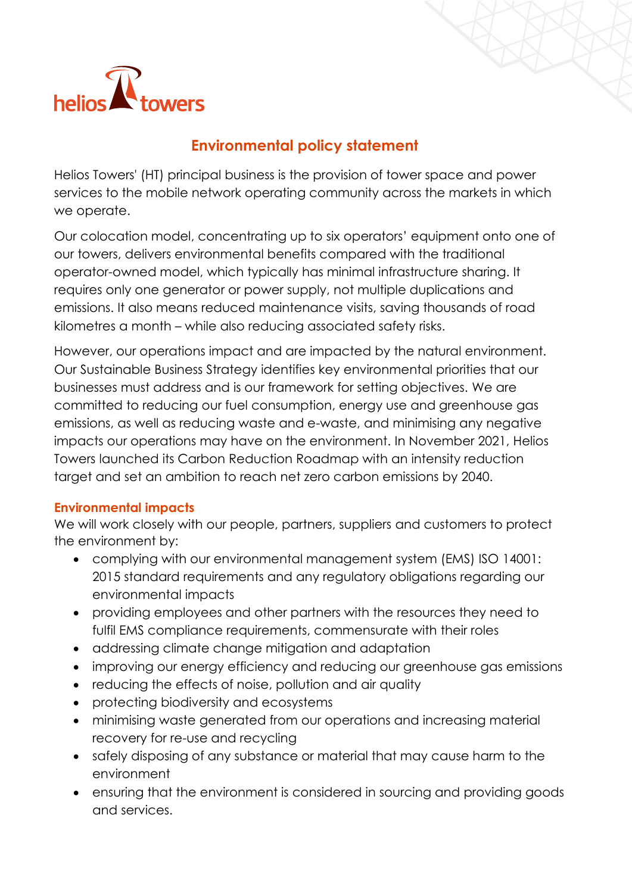helios towers

# Environmental policy statement

Helios Towers' (HT) principal business is the provision of tower space and power services to the mobile network operating community across the markets in which we operate.

Our colocation model, concentrating up to six operators' equipment onto one of our towers, delivers environmental benefits compared with the traditional operator-owned model, which typically has minimal infrastructure sharing. It requires only one generator or power supply, not multiple duplications and emissions. It also means reduced maintenance visits, saving thousands of road kilometres a month – while also reducing associated safety risks.

However, our operations impact and are impacted by the natural environment. Our Sustainable Business Strategy identifies key environmental priorities that our businesses must address and is our framework for setting objectives. We are committed to reducing our fuel consumption, energy use and greenhouse gas emissions, as well as reducing waste and e-waste, and minimising any negative impacts our operations may have on the environment. In November 2021, Helios Towers launched its Carbon Reduction Roadmap with an intensity reduction target and set an ambition to reach net zero carbon emissions by 2040.

## Environmental impacts

We will work closely with our people, partners, suppliers and customers to protect the environment by:

- complying with our environmental management system (EMS) ISO 14001: 2015 standard requirements and any regulatory obligations regarding our environmental impacts
- providing employees and other partners with the resources they need to fulfil EMS compliance requirements, commensurate with their roles
- addressing climate change mitigation and adaptation
- improving our energy efficiency and reducing our greenhouse gas emissions
- reducing the effects of noise, pollution and air quality
- protecting biodiversity and ecosystems
- minimising waste generated from our operations and increasing material recovery for re-use and recycling
- safely disposing of any substance or material that may cause harm to the environment
- ensuring that the environment is considered in sourcing and providing goods and services.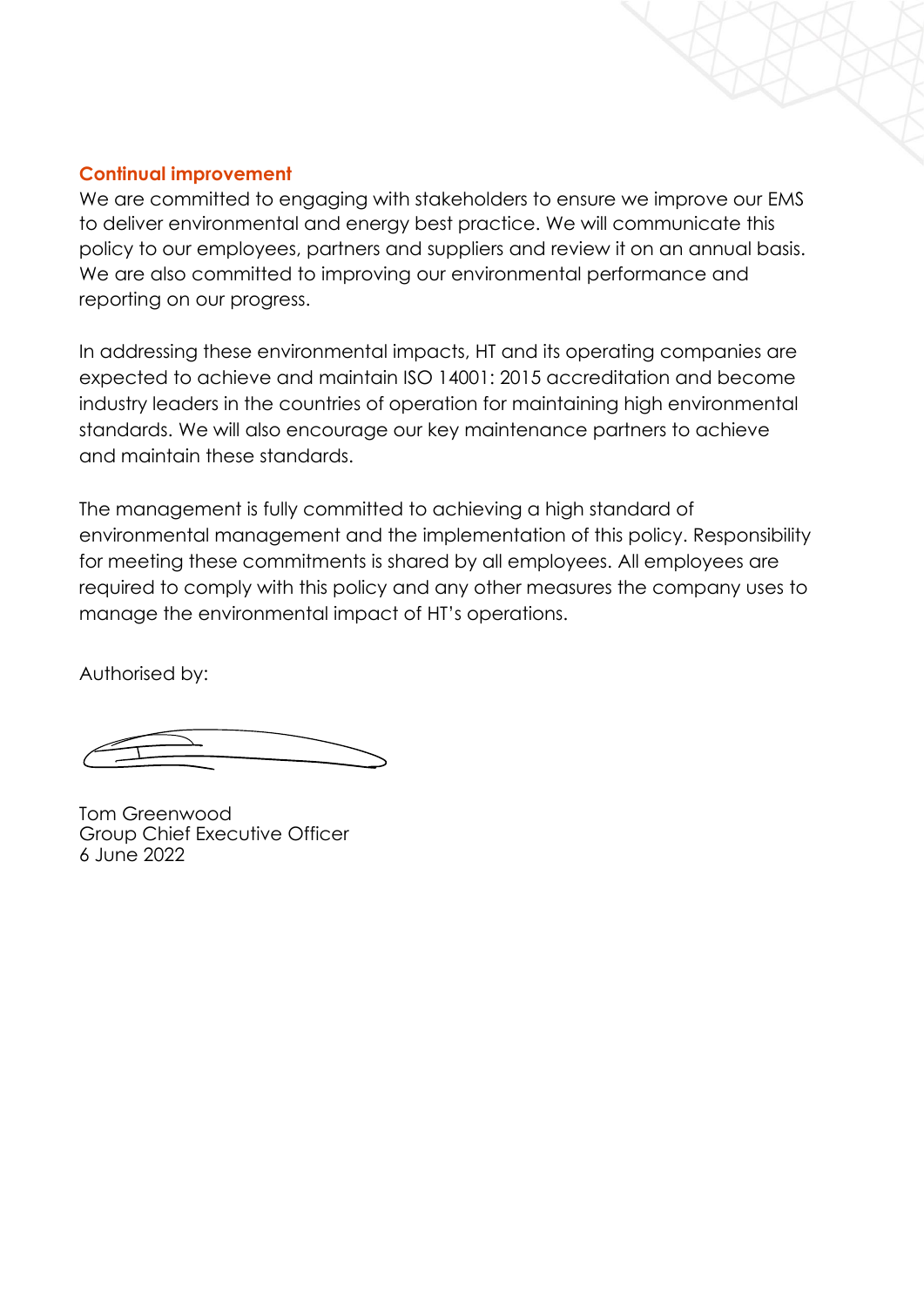### Continual improvement

We are committed to engaging with stakeholders to ensure we improve our EMS to deliver environmental and energy best practice. We will communicate this policy to our employees, partners and suppliers and review it on an annual basis. We are also committed to improving our environmental performance and reporting on our progress.

In addressing these environmental impacts, HT and its operating companies are expected to achieve and maintain ISO 14001: 2015 accreditation and become industry leaders in the countries of operation for maintaining high environmental standards. We will also encourage our key maintenance partners to achieve and maintain these standards.

The management is fully committed to achieving a high standard of environmental management and the implementation of this policy. Responsibility for meeting these commitments is shared by all employees. All employees are required to comply with this policy and any other measures the company uses to manage the environmental impact of HT's operations.

Authorised by:

Tom Greenwood
Group Chief Executive Officer
6 June 2022